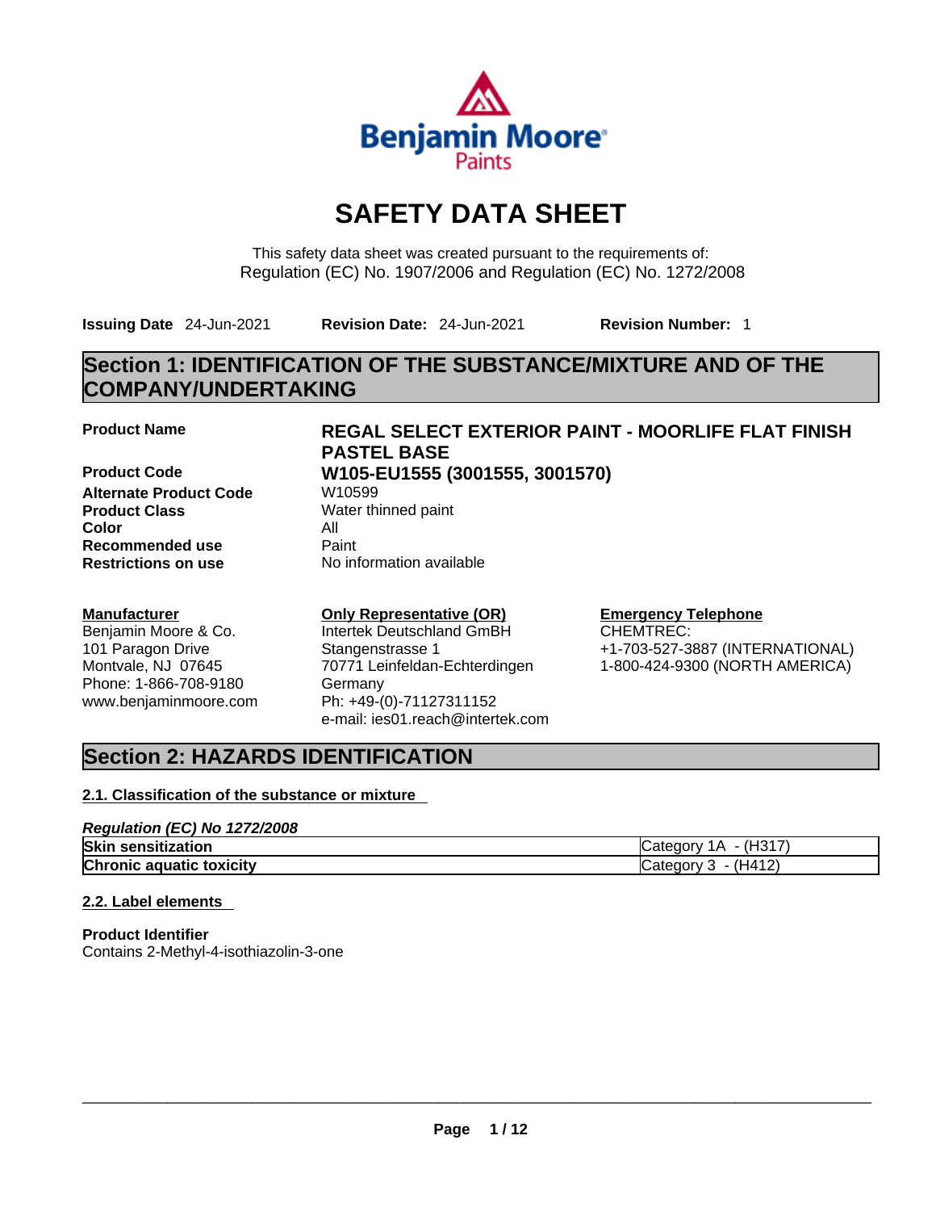# SAFETY DATA SHEET

This safety data sheet was created pursuant to the requirements of:
Regulation (EC) No. 1907/2006 and Regulation (EC) No. 1272/2008

**Issuing Date** 24-Jun-2021 **Revision Date:** 24-Jun-2021 **Revision Number:** 1

## Section 1: IDENTIFICATION OF THE SUBSTANCE/MIXTURE AND OF THE COMPANY/UNDERTAKING

| | |
|---|---|
| **Product Name** | **REGAL SELECT EXTERIOR PAINT - MOORLIFE FLAT FINISH PASTEL BASE** |
| **Product Code** | **W105-EU1555 (3001555, 3001570)** |
| **Alternate Product Code** | W10599 |
| **Product Class** | Water thinned paint |
| **Color** | All |
| **Recommended use** | Paint |
| **Restrictions on use** | No information available |

**Manufacturer**
Benjamin Moore & Co.
101 Paragon Drive
Montvale, NJ 07645
Phone: 1-866-708-9180
www.benjaminmoore.com

**Only Representative (OR)**
Intertek Deutschland GmBH
Stangenstrasse 1
70771 Leinfeldan-Echterdingen
Germany
Ph: +49-(0)-71127311152
e-mail: ies01.reach@intertek.com

**Emergency Telephone**
CHEMTREC:
+1-703-527-3887 (INTERNATIONAL)
1-800-424-9300 (NORTH AMERICA)

## Section 2: HAZARDS IDENTIFICATION

### 2.1. Classification of the substance or mixture

***Regulation (EC) No 1272/2008***

| | |
|---|---|
| **Skin sensitization** | Category 1A - (H317) |
| **Chronic aquatic toxicity** | Category 3 - (H412) |

### 2.2. Label elements

**Product Identifier**
Contains 2-Methyl-4-isothiazolin-3-one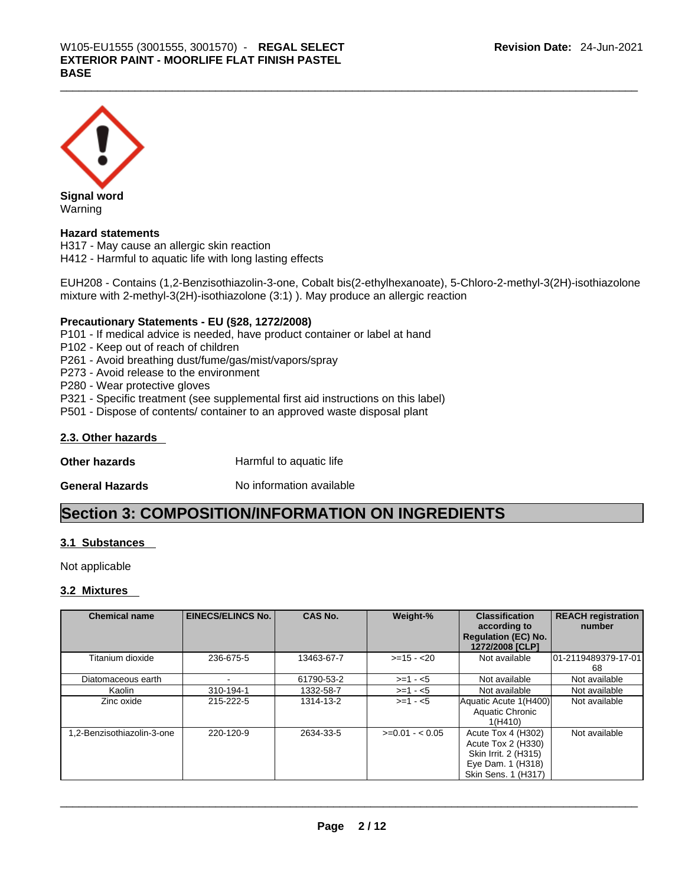**Signal word**
Warning

**Hazard statements**
H317 - May cause an allergic skin reaction
H412 - Harmful to aquatic life with long lasting effects

EUH208 - Contains (1,2-Benzisothiazolin-3-one, Cobalt bis(2-ethylhexanoate), 5-Chloro-2-methyl-3(2H)-isothiazolone mixture with 2-methyl-3(2H)-isothiazolone (3:1) ). May produce an allergic reaction

**Precautionary Statements - EU (§28, 1272/2008)**
P101 - If medical advice is needed, have product container or label at hand
P102 - Keep out of reach of children
P261 - Avoid breathing dust/fume/gas/mist/vapors/spray
P273 - Avoid release to the environment
P280 - Wear protective gloves
P321 - Specific treatment (see supplemental first aid instructions on this label)
P501 - Dispose of contents/ container to an approved waste disposal plant

### 2.3. Other hazards

**Other hazards** Harmful to aquatic life

**General Hazards** No information available

# Section 3: COMPOSITION/INFORMATION ON INGREDIENTS

### 3.1 Substances

Not applicable

### 3.2 Mixtures

| Chemical name | EINECS/ELINCS No. | CAS No. | Weight-% | Classification according to Regulation (EC) No. 1272/2008 [CLP] | REACH registration number |
|---|---|---|---|---|---|
| Titanium dioxide | 236-675-5 | 13463-67-7 | >=15 - <20 | Not available | 01-2119489379-17-0168 |
| Diatomaceous earth | - | 61790-53-2 | >=1 - <5 | Not available | Not available |
| Kaolin | 310-194-1 | 1332-58-7 | >=1 - <5 | Not available | Not available |
| Zinc oxide | 215-222-5 | 1314-13-2 | >=1 - <5 | Aquatic Acute 1(H400) Aquatic Chronic 1(H410) | Not available |
| 1,2-Benzisothiazolin-3-one | 220-120-9 | 2634-33-5 | >=0.01 - < 0.05 | Acute Tox 4 (H302) Acute Tox 2 (H330) Skin Irrit. 2 (H315) Eye Dam. 1 (H318) Skin Sens. 1 (H317) | Not available |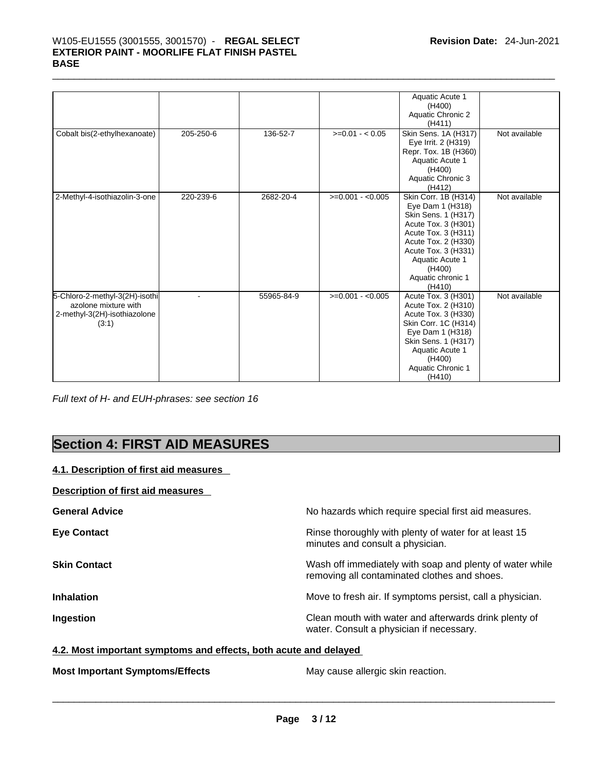| | | | | Aquatic Acute 1 (H400) Aquatic Chronic 2 (H411) | |
|---|---|---|---|---|---|
| Cobalt bis(2-ethylhexanoate) | 205-250-6 | 136-52-7 | >=0.01 - < 0.05 | Skin Sens. 1A (H317) Eye Irrit. 2 (H319) Repr. Tox. 1B (H360) Aquatic Acute 1 (H400) Aquatic Chronic 3 (H412) | Not available |
| 2-Methyl-4-isothiazolin-3-one | 220-239-6 | 2682-20-4 | >=0.001 - <0.005 | Skin Corr. 1B (H314) Eye Dam 1 (H318) Skin Sens. 1 (H317) Acute Tox. 3 (H301) Acute Tox. 3 (H311) Acute Tox. 2 (H330) Acute Tox. 3 (H331) Aquatic Acute 1 (H400) Aquatic chronic 1 (H410) | Not available |
| 5-Chloro-2-methyl-3(2H)-isothiazolone mixture with 2-methyl-3(2H)-isothiazolone (3:1) | - | 55965-84-9 | >=0.001 - <0.005 | Acute Tox. 3 (H301) Acute Tox. 2 (H310) Acute Tox. 3 (H330) Skin Corr. 1C (H314) Eye Dam 1 (H318) Skin Sens. 1 (H317) Aquatic Acute 1 (H400) Aquatic Chronic 1 (H410) | Not available |

*Full text of H- and EUH-phrases: see section 16*

# Section 4: FIRST AID MEASURES

**4.1. Description of first aid measures**

**Description of first aid measures**

**General Advice** No hazards which require special first aid measures.

**Eye Contact** Rinse thoroughly with plenty of water for at least 15 minutes and consult a physician.

**Skin Contact** Wash off immediately with soap and plenty of water while removing all contaminated clothes and shoes.

**Inhalation** Move to fresh air. If symptoms persist, call a physician.

**Ingestion** Clean mouth with water and afterwards drink plenty of water. Consult a physician if necessary.

**4.2. Most important symptoms and effects, both acute and delayed**

**Most Important Symptoms/Effects** May cause allergic skin reaction.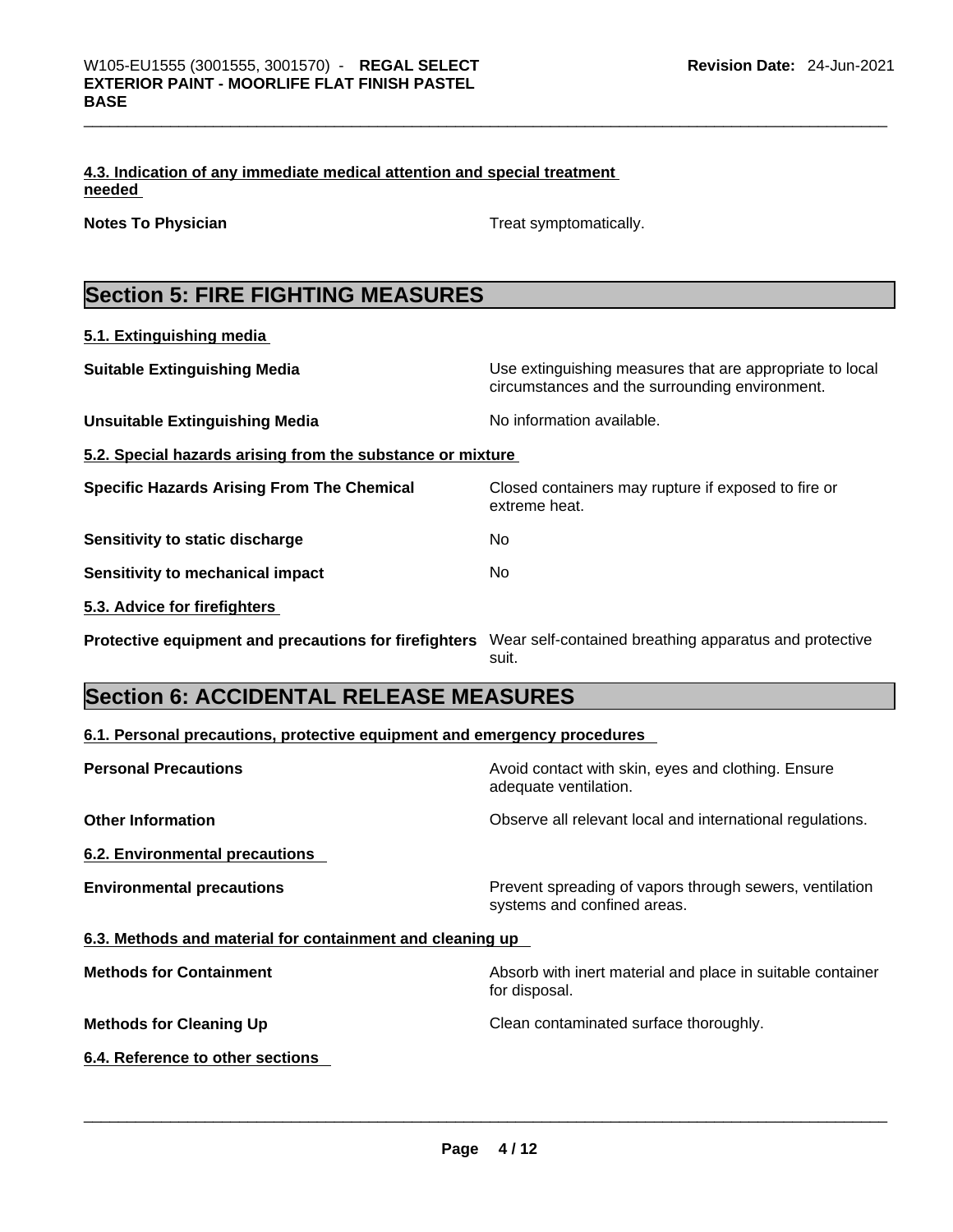#### 4.3. Indication of any immediate medical attention and special treatment needed

**Notes To Physician** Treat symptomatically.

## Section 5: FIRE FIGHTING MEASURES

#### 5.1. Extinguishing media

**Suitable Extinguishing Media** Use extinguishing measures that are appropriate to local circumstances and the surrounding environment.

**Unsuitable Extinguishing Media** No information available.

#### 5.2. Special hazards arising from the substance or mixture

**Specific Hazards Arising From The Chemical** Closed containers may rupture if exposed to fire or extreme heat.

**Sensitivity to static discharge** No

**Sensitivity to mechanical impact** No

#### 5.3. Advice for firefighters

**Protective equipment and precautions for firefighters** Wear self-contained breathing apparatus and protective suit.

## Section 6: ACCIDENTAL RELEASE MEASURES

#### 6.1. Personal precautions, protective equipment and emergency procedures

**Personal Precautions** Avoid contact with skin, eyes and clothing. Ensure adequate ventilation.

**Other Information** Observe all relevant local and international regulations.

#### 6.2. Environmental precautions

**Environmental precautions** Prevent spreading of vapors through sewers, ventilation systems and confined areas.

#### 6.3. Methods and material for containment and cleaning up

**Methods for Containment** Absorb with inert material and place in suitable container for disposal.

**Methods for Cleaning Up** Clean contaminated surface thoroughly.

#### 6.4. Reference to other sections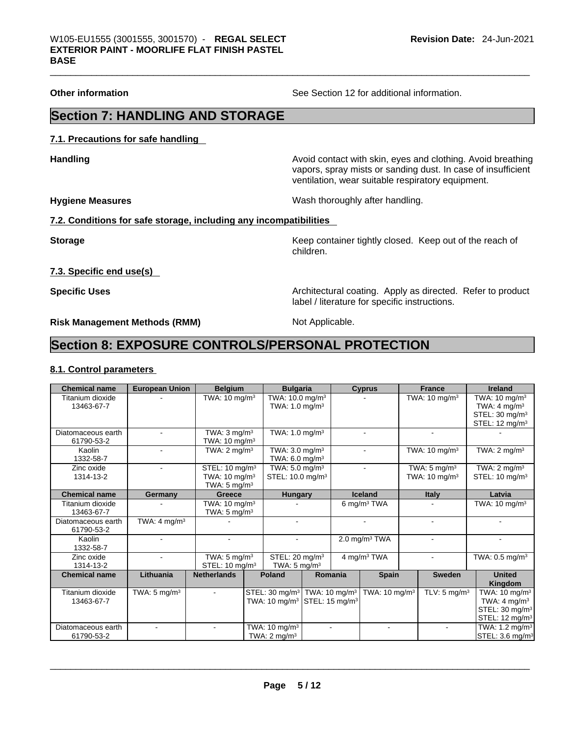**Other information** See Section 12 for additional information.

## Section 7: HANDLING AND STORAGE

### 7.1. Precautions for safe handling

**Handling** Avoid contact with skin, eyes and clothing. Avoid breathing vapors, spray mists or sanding dust. In case of insufficient ventilation, wear suitable respiratory equipment.

**Hygiene Measures** Wash thoroughly after handling.

### 7.2. Conditions for safe storage, including any incompatibilities

**Storage** Keep container tightly closed. Keep out of the reach of children.

### 7.3. Specific end use(s)

**Specific Uses** Architectural coating. Apply as directed. Refer to product label / literature for specific instructions.

**Risk Management Methods (RMM)** Not Applicable.

## Section 8: EXPOSURE CONTROLS/PERSONAL PROTECTION

### 8.1. Control parameters

| Chemical name | European Union | Belgium | Bulgaria | Cyprus | France | Ireland |
|---|---|---|---|---|---|---|
| Titanium dioxide<br>13463-67-7 | - | TWA: 10 mg/m³ | TWA: 10.0 mg/m³<br>TWA: 1.0 mg/m³ | - | TWA: 10 mg/m³ | TWA: 10 mg/m³<br>TWA: 4 mg/m³<br>STEL: 30 mg/m³<br>STEL: 12 mg/m³ |
| Diatomaceous earth<br>61790-53-2 | - | TWA: 3 mg/m³<br>TWA: 10 mg/m³ | TWA: 1.0 mg/m³ | - | - | - |
| Kaolin<br>1332-58-7 | - | TWA: 2 mg/m³ | TWA: 3.0 mg/m³<br>TWA: 6.0 mg/m³ | - | TWA: 10 mg/m³ | TWA: 2 mg/m³ |
| Zinc oxide<br>1314-13-2 | - | STEL: 10 mg/m³<br>TWA: 10 mg/m³<br>TWA: 5 mg/m³ | TWA: 5.0 mg/m³<br>STEL: 10.0 mg/m³ | - | TWA: 5 mg/m³<br>TWA: 10 mg/m³ | TWA: 2 mg/m³<br>STEL: 10 mg/m³ |

| Chemical name | Germany | Greece | Hungary | Iceland | Italy | Latvia |
|---|---|---|---|---|---|---|
| Titanium dioxide<br>13463-67-7 | - | TWA: 10 mg/m³<br>TWA: 5 mg/m³ | - | 6 mg/m³ TWA | - | TWA: 10 mg/m³ |
| Diatomaceous earth<br>61790-53-2 | TWA: 4 mg/m³ | - | - | - | - | - |
| Kaolin<br>1332-58-7 | - | - | - | 2.0 mg/m³ TWA | - | - |
| Zinc oxide<br>1314-13-2 | - | TWA: 5 mg/m³<br>STEL: 10 mg/m³ | STEL: 20 mg/m³<br>TWA: 5 mg/m³ | 4 mg/m³ TWA | - | TWA: 0.5 mg/m³ |

| Chemical name | Lithuania | Netherlands | Poland | Romania | Spain | Sweden | United Kingdom |
|---|---|---|---|---|---|---|---|
| Titanium dioxide<br>13463-67-7 | TWA: 5 mg/m³ | - | STEL: 30 mg/m³<br>TWA: 10 mg/m³ | TWA: 10 mg/m³<br>STEL: 15 mg/m³ | TWA: 10 mg/m³ | TLV: 5 mg/m³ | TWA: 10 mg/m³<br>TWA: 4 mg/m³<br>STEL: 30 mg/m³<br>STEL: 12 mg/m³ |
| Diatomaceous earth<br>61790-53-2 | - | - | TWA: 10 mg/m³<br>TWA: 2 mg/m³ | - | - | - | TWA: 1.2 mg/m³<br>STEL: 3.6 mg/m³ |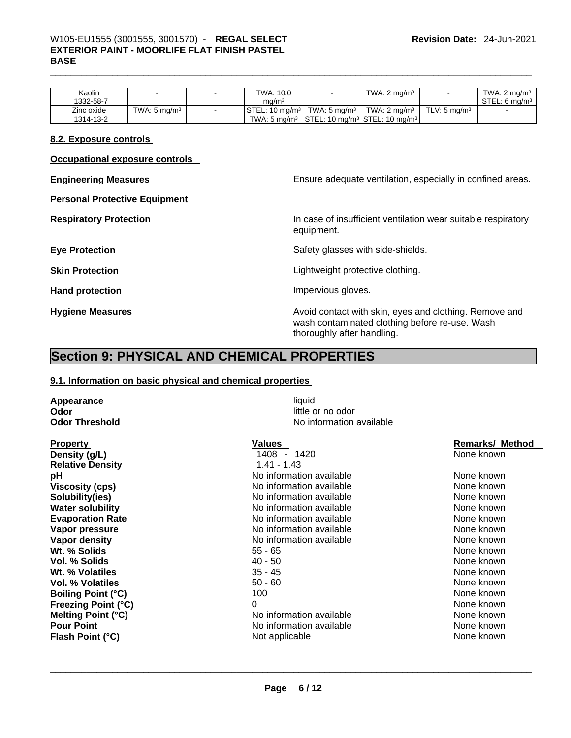| Kaolin 1332-58-7 | - | - | TWA: 10.0 mg/m³ | - | TWA: 2 mg/m³ | - | TWA: 2 mg/m³ STEL: 6 mg/m³ |
|---|---|---|---|---|---|---|---|
| Zinc oxide 1314-13-2 | TWA: 5 mg/m³ | - | STEL: 10 mg/m³ TWA: 5 mg/m³ | TWA: 5 mg/m³ STEL: 10 mg/m³ | TWA: 2 mg/m³ STEL: 10 mg/m³ | TLV: 5 mg/m³ | - |

**8.2. Exposure controls**

**Occupational exposure controls**

**Engineering Measures** Ensure adequate ventilation, especially in confined areas.

**Personal Protective Equipment**

**Respiratory Protection** In case of insufficient ventilation wear suitable respiratory equipment.

**Eye Protection** Safety glasses with side-shields.

**Skin Protection** Lightweight protective clothing.

**Hand protection** Impervious gloves.

**Hygiene Measures** Avoid contact with skin, eyes and clothing. Remove and wash contaminated clothing before re-use. Wash thoroughly after handling.

# Section 9: PHYSICAL AND CHEMICAL PROPERTIES

**9.1. Information on basic physical and chemical properties**

**Appearance** liquid
**Odor** little or no odor
**Odor Threshold** No information available

| Property | Values | Remarks/ Method |
|---|---|---|
| **Density (g/L)** | 1408 - 1420 | None known |
| **Relative Density** | 1.41 - 1.43 | |
| **pH** | No information available | None known |
| **Viscosity (cps)** | No information available | None known |
| **Solubility(ies)** | No information available | None known |
| **Water solubility** | No information available | None known |
| **Evaporation Rate** | No information available | None known |
| **Vapor pressure** | No information available | None known |
| **Vapor density** | No information available | None known |
| **Wt. % Solids** | 55 - 65 | None known |
| **Vol. % Solids** | 40 - 50 | None known |
| **Wt. % Volatiles** | 35 - 45 | None known |
| **Vol. % Volatiles** | 50 - 60 | None known |
| **Boiling Point (°C)** | 100 | None known |
| **Freezing Point (°C)** | 0 | None known |
| **Melting Point (°C)** | No information available | None known |
| **Pour Point** | No information available | None known |
| **Flash Point (°C)** | Not applicable | None known |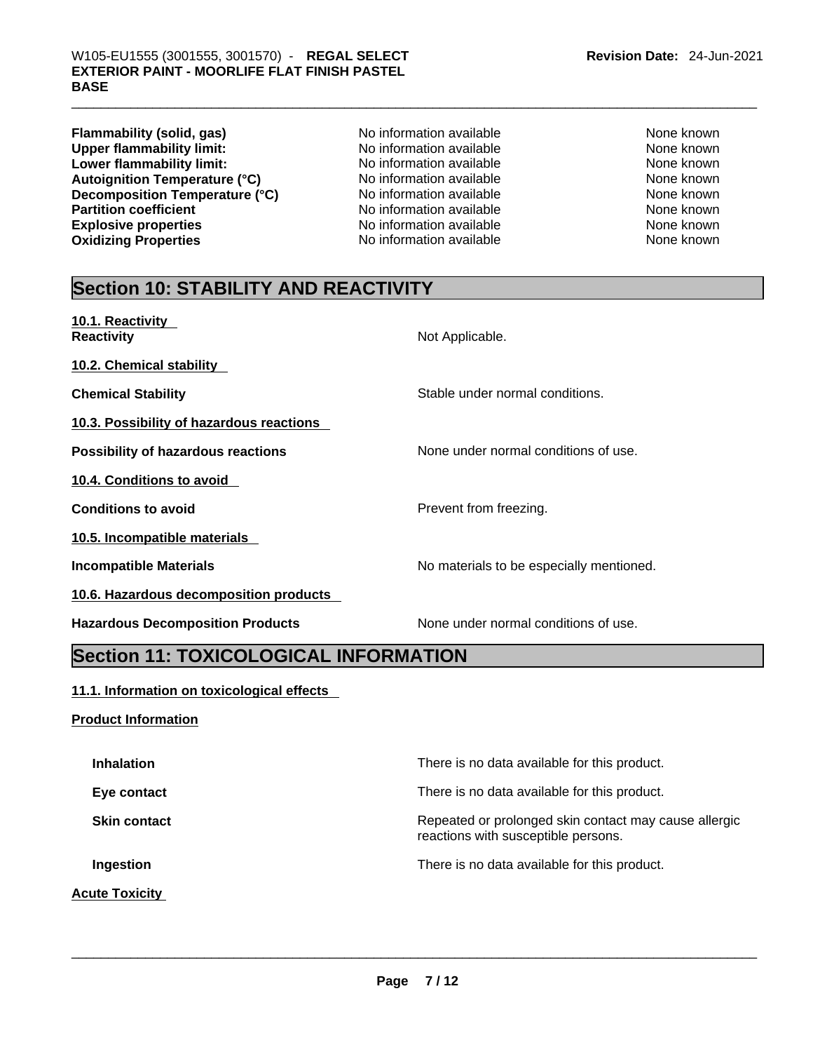| | | |
|---|---|---|
| **Flammability (solid, gas)** | No information available | None known |
| **Upper flammability limit:** | No information available | None known |
| **Lower flammability limit:** | No information available | None known |
| **Autoignition Temperature (°C)** | No information available | None known |
| **Decomposition Temperature (°C)** | No information available | None known |
| **Partition coefficient** | No information available | None known |
| **Explosive properties** | No information available | None known |
| **Oxidizing Properties** | No information available | None known |

## Section 10: STABILITY AND REACTIVITY

**10.1. Reactivity**

**Reactivity** Not Applicable.

**10.2. Chemical stability**

**Chemical Stability** Stable under normal conditions.

**10.3. Possibility of hazardous reactions**

**Possibility of hazardous reactions** None under normal conditions of use.

**10.4. Conditions to avoid**

**Conditions to avoid** Prevent from freezing.

**10.5. Incompatible materials**

**Incompatible Materials** No materials to be especially mentioned.

**10.6. Hazardous decomposition products**

**Hazardous Decomposition Products** None under normal conditions of use.

## Section 11: TOXICOLOGICAL INFORMATION

**11.1. Information on toxicological effects**

**Product Information**

**Inhalation** There is no data available for this product.

**Eye contact** There is no data available for this product.

**Skin contact** Repeated or prolonged skin contact may cause allergic reactions with susceptible persons.

**Ingestion** There is no data available for this product.

**Acute Toxicity**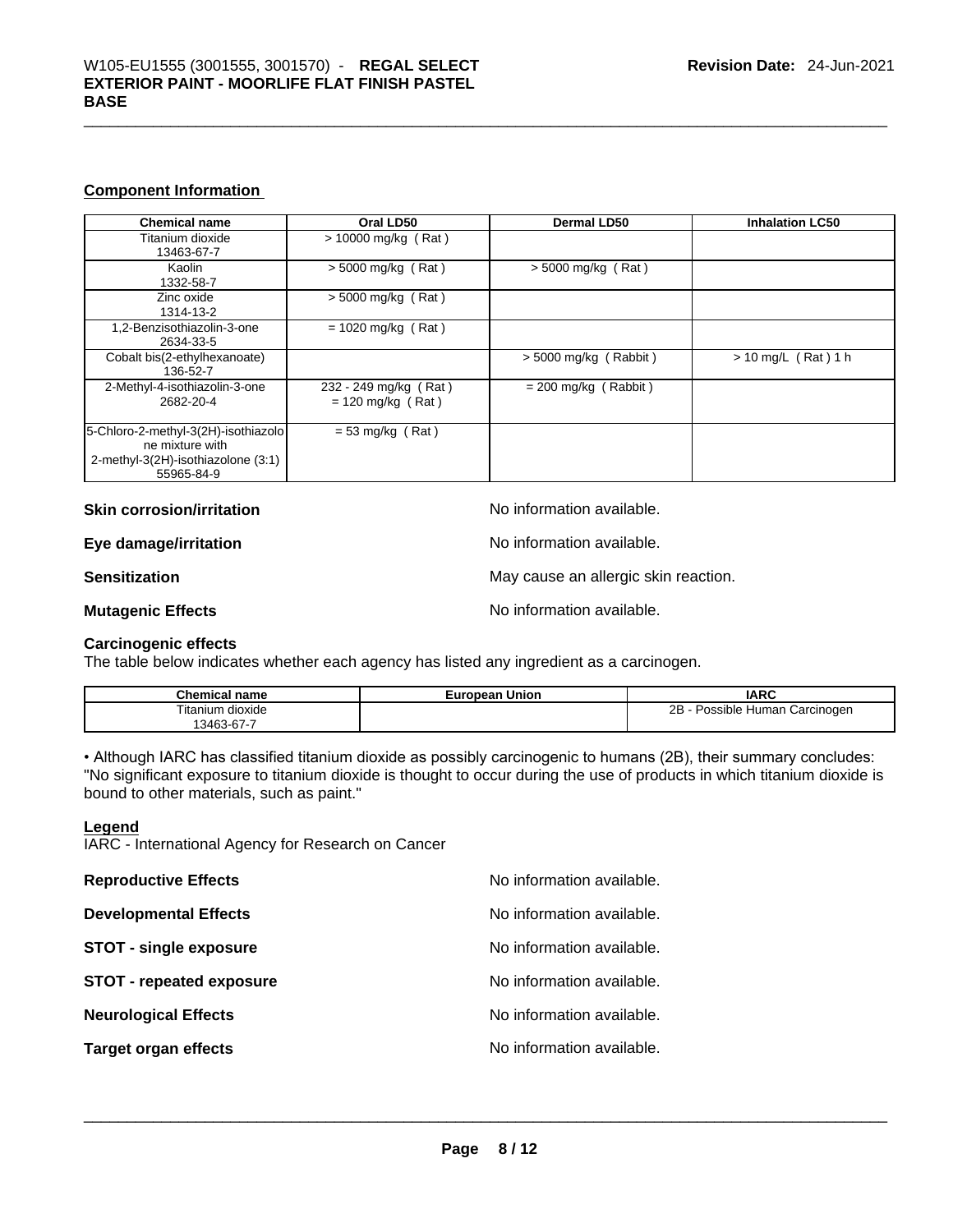## Component Information

| Chemical name | Oral LD50 | Dermal LD50 | Inhalation LC50 |
|---|---|---|---|
| Titanium dioxide<br>13463-67-7 | > 10000 mg/kg ( Rat ) | | |
| Kaolin<br>1332-58-7 | > 5000 mg/kg ( Rat ) | > 5000 mg/kg ( Rat ) | |
| Zinc oxide<br>1314-13-2 | > 5000 mg/kg ( Rat ) | | |
| 1,2-Benzisothiazolin-3-one<br>2634-33-5 | = 1020 mg/kg ( Rat ) | | |
| Cobalt bis(2-ethylhexanoate)<br>136-52-7 | | > 5000 mg/kg ( Rabbit ) | > 10 mg/L ( Rat ) 1 h |
| 2-Methyl-4-isothiazolin-3-one<br>2682-20-4 | 232 - 249 mg/kg ( Rat )<br>= 120 mg/kg ( Rat ) | = 200 mg/kg ( Rabbit ) | |
| 5-Chloro-2-methyl-3(2H)-isothiazolone mixture with 2-methyl-3(2H)-isothiazolone (3:1)<br>55965-84-9 | = 53 mg/kg ( Rat ) | | |

**Skin corrosion/irritation** No information available.

**Eye damage/irritation** No information available.

**Sensitization** May cause an allergic skin reaction.

**Mutagenic Effects** No information available.

**Carcinogenic effects**
The table below indicates whether each agency has listed any ingredient as a carcinogen.

| Chemical name | European Union | IARC |
|---|---|---|
| Titanium dioxide<br>13463-67-7 | | 2B - Possible Human Carcinogen |

• Although IARC has classified titanium dioxide as possibly carcinogenic to humans (2B), their summary concludes: "No significant exposure to titanium dioxide is thought to occur during the use of products in which titanium dioxide is bound to other materials, such as paint."

**Legend**
IARC - International Agency for Research on Cancer

**Reproductive Effects** No information available.

**Developmental Effects** No information available.

**STOT - single exposure** No information available.

**STOT - repeated exposure** No information available.

**Neurological Effects** No information available.

**Target organ effects** No information available.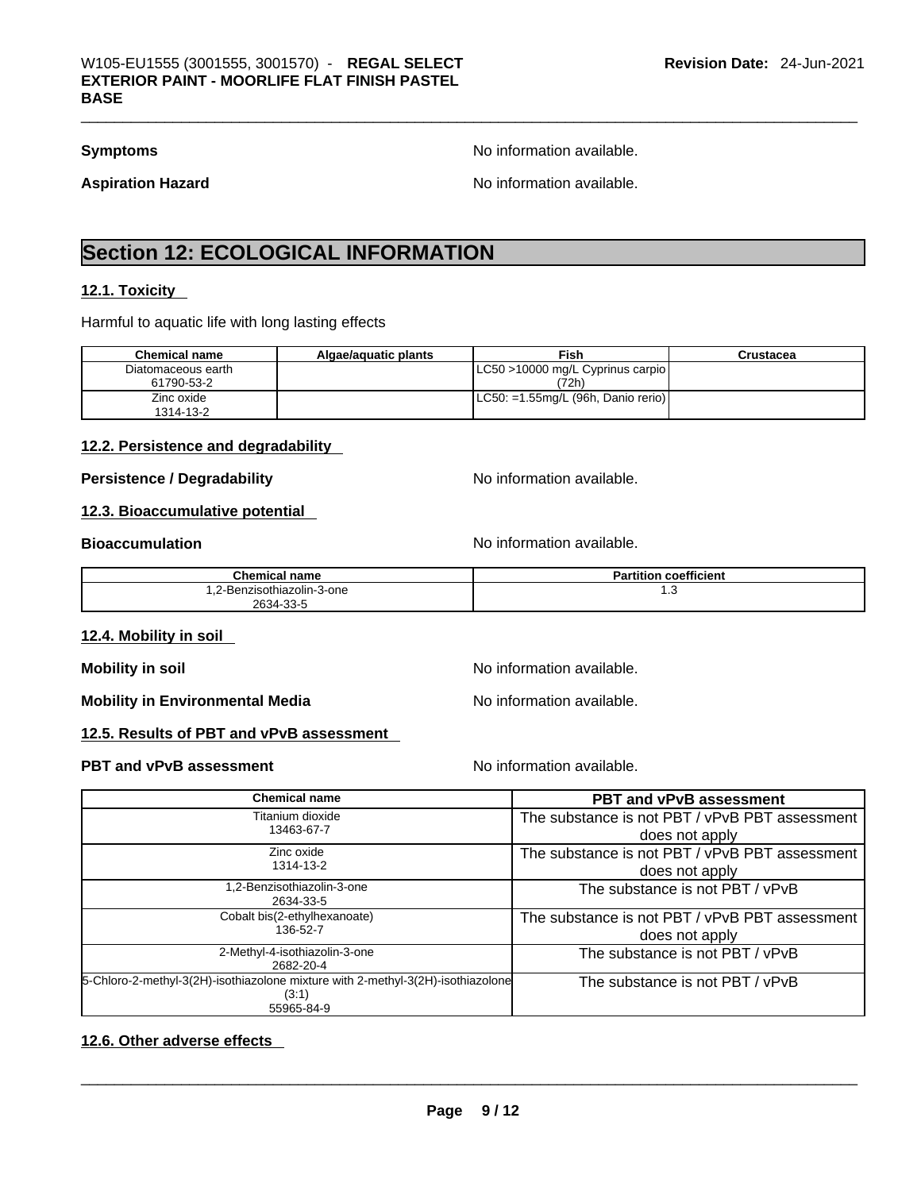**Symptoms** No information available.

**Aspiration Hazard** No information available.

## Section 12: ECOLOGICAL INFORMATION

### 12.1. Toxicity

Harmful to aquatic life with long lasting effects

| Chemical name | Algae/aquatic plants | Fish | Crustacea |
|---|---|---|---|
| Diatomaceous earth<br>61790-53-2 | | LC50 >10000 mg/L Cyprinus carpio (72h) | |
| Zinc oxide<br>1314-13-2 | | LC50: =1.55mg/L (96h, Danio rerio) | |

### 12.2. Persistence and degradability

**Persistence / Degradability** No information available.

### 12.3. Bioaccumulative potential

**Bioaccumulation** No information available.

| Chemical name | Partition coefficient |
|---|---|
| 1,2-Benzisothiazolin-3-one<br>2634-33-5 | 1.3 |

### 12.4. Mobility in soil

**Mobility in soil** No information available.

**Mobility in Environmental Media** No information available.

### 12.5. Results of PBT and vPvB assessment

**PBT and vPvB assessment** No information available.

| Chemical name | PBT and vPvB assessment |
|---|---|
| Titanium dioxide<br>13463-67-7 | The substance is not PBT / vPvB PBT assessment does not apply |
| Zinc oxide<br>1314-13-2 | The substance is not PBT / vPvB PBT assessment does not apply |
| 1,2-Benzisothiazolin-3-one<br>2634-33-5 | The substance is not PBT / vPvB |
| Cobalt bis(2-ethylhexanoate)<br>136-52-7 | The substance is not PBT / vPvB PBT assessment does not apply |
| 2-Methyl-4-isothiazolin-3-one<br>2682-20-4 | The substance is not PBT / vPvB |
| 5-Chloro-2-methyl-3(2H)-isothiazolone mixture with 2-methyl-3(2H)-isothiazolone (3:1)<br>55965-84-9 | The substance is not PBT / vPvB |

### 12.6. Other adverse effects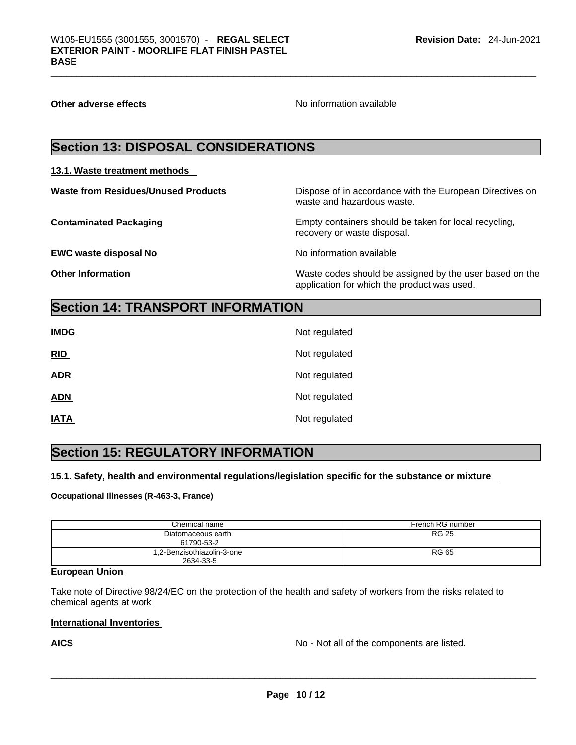**Other adverse effects** No information available

## Section 13: DISPOSAL CONSIDERATIONS

### 13.1. Waste treatment methods

**Waste from Residues/Unused Products** Dispose of in accordance with the European Directives on waste and hazardous waste.

**Contaminated Packaging** Empty containers should be taken for local recycling, recovery or waste disposal.

**EWC waste disposal No** No information available

**Other Information** Waste codes should be assigned by the user based on the application for which the product was used.

## Section 14: TRANSPORT INFORMATION

**IMDG** Not regulated

**RID** Not regulated

**ADR** Not regulated

**ADN** Not regulated

**IATA** Not regulated

## Section 15: REGULATORY INFORMATION

### 15.1. Safety, health and environmental regulations/legislation specific for the substance or mixture

**Occupational Illnesses (R-463-3, France)**

| Chemical name | French RG number |
| --- | --- |
| Diatomaceous earth 61790-53-2 | RG 25 |
| 1,2-Benzisothiazolin-3-one 2634-33-5 | RG 65 |

**European Union**

Take note of Directive 98/24/EC on the protection of the health and safety of workers from the risks related to chemical agents at work

**International Inventories**

**AICS** No - Not all of the components are listed.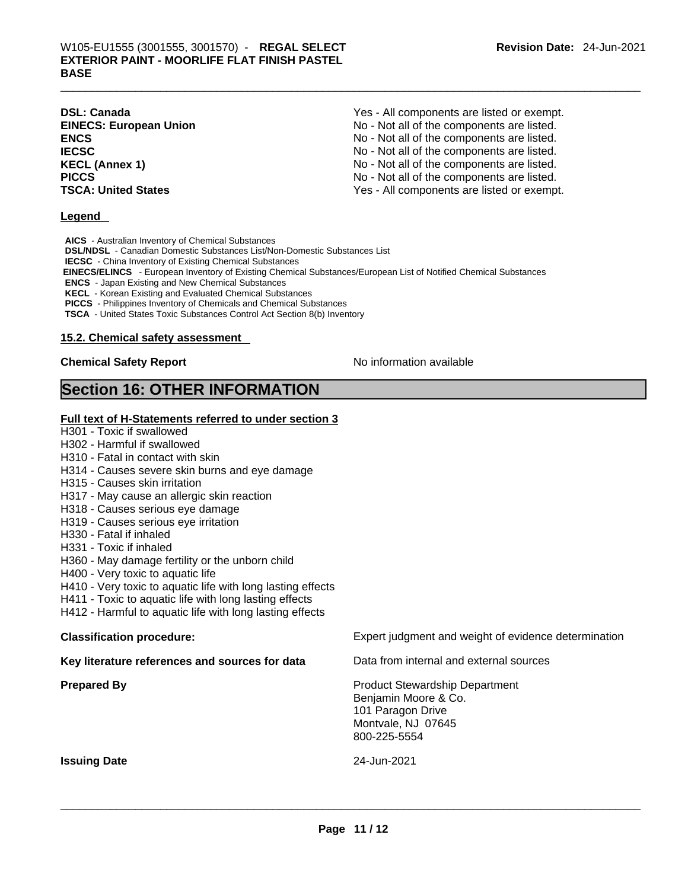| | |
|---|---|
| **DSL: Canada** | Yes - All components are listed or exempt. |
| **EINECS: European Union** | No - Not all of the components are listed. |
| **ENCS** | No - Not all of the components are listed. |
| **IECSC** | No - Not all of the components are listed. |
| **KECL (Annex 1)** | No - Not all of the components are listed. |
| **PICCS** | No - Not all of the components are listed. |
| **TSCA: United States** | Yes - All components are listed or exempt. |

**Legend**

**AICS** - Australian Inventory of Chemical Substances
**DSL/NDSL** - Canadian Domestic Substances List/Non-Domestic Substances List
**IECSC** - China Inventory of Existing Chemical Substances
**EINECS/ELINCS** - European Inventory of Existing Chemical Substances/European List of Notified Chemical Substances
**ENCS** - Japan Existing and New Chemical Substances
**KECL** - Korean Existing and Evaluated Chemical Substances
**PICCS** - Philippines Inventory of Chemicals and Chemical Substances
**TSCA** - United States Toxic Substances Control Act Section 8(b) Inventory

**15.2. Chemical safety assessment**

**Chemical Safety Report** No information available

## Section 16: OTHER INFORMATION

**Full text of H-Statements referred to under section 3**

H301 - Toxic if swallowed
H302 - Harmful if swallowed
H310 - Fatal in contact with skin
H314 - Causes severe skin burns and eye damage
H315 - Causes skin irritation
H317 - May cause an allergic skin reaction
H318 - Causes serious eye damage
H319 - Causes serious eye irritation
H330 - Fatal if inhaled
H331 - Toxic if inhaled
H360 - May damage fertility or the unborn child
H400 - Very toxic to aquatic life
H410 - Very toxic to aquatic life with long lasting effects
H411 - Toxic to aquatic life with long lasting effects
H412 - Harmful to aquatic life with long lasting effects

| | |
|---|---|
| **Classification procedure:** | Expert judgment and weight of evidence determination |
| **Key literature references and sources for data** | Data from internal and external sources |
| **Prepared By** | Product Stewardship Department<br>Benjamin Moore & Co.<br>101 Paragon Drive<br>Montvale, NJ 07645<br>800-225-5554 |
| **Issuing Date** | 24-Jun-2021 |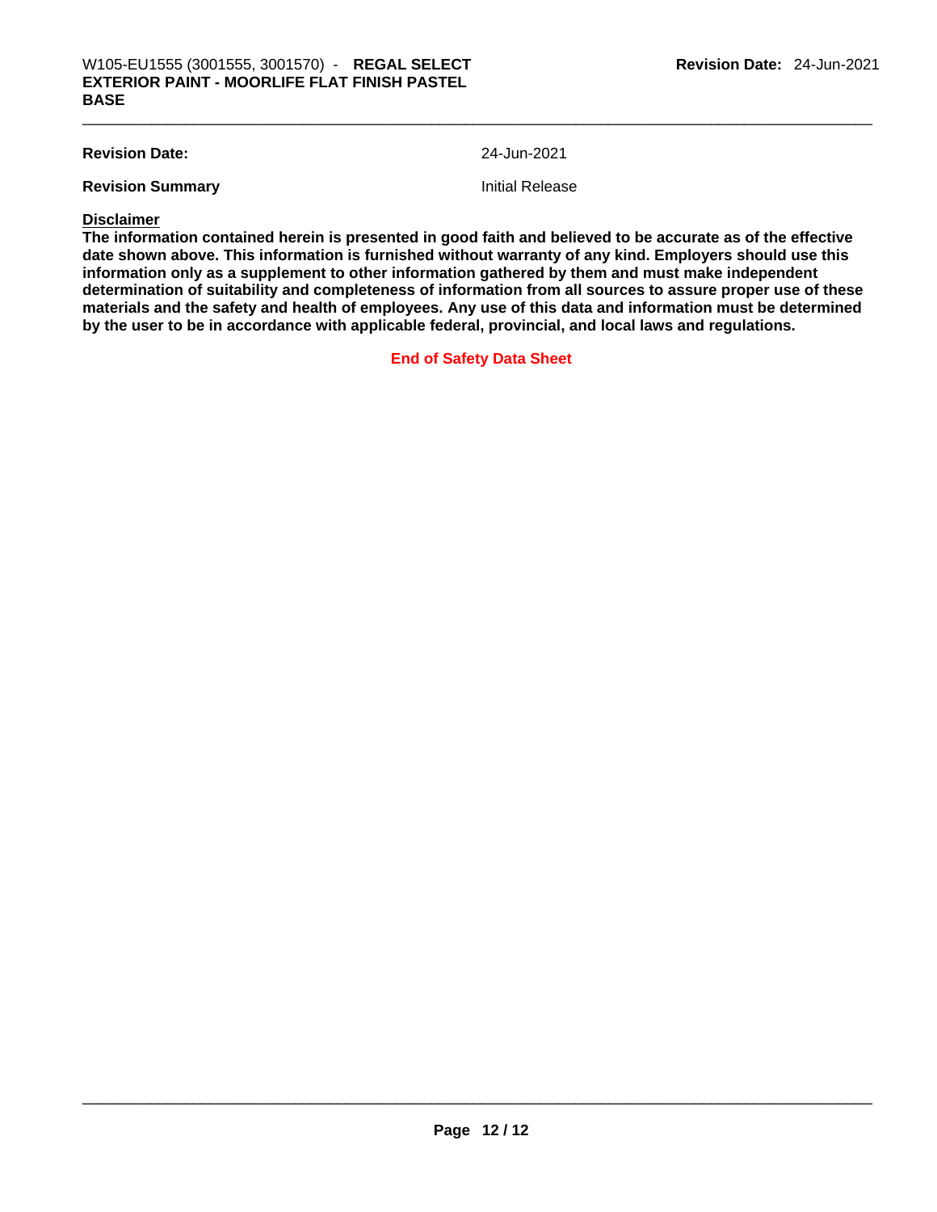**Revision Date:** 24-Jun-2021

**Revision Summary** Initial Release

**Disclaimer**

**The information contained herein is presented in good faith and believed to be accurate as of the effective date shown above. This information is furnished without warranty of any kind. Employers should use this information only as a supplement to other information gathered by them and must make independent determination of suitability and completeness of information from all sources to assure proper use of these materials and the safety and health of employees. Any use of this data and information must be determined by the user to be in accordance with applicable federal, provincial, and local laws and regulations.**

**End of Safety Data Sheet**